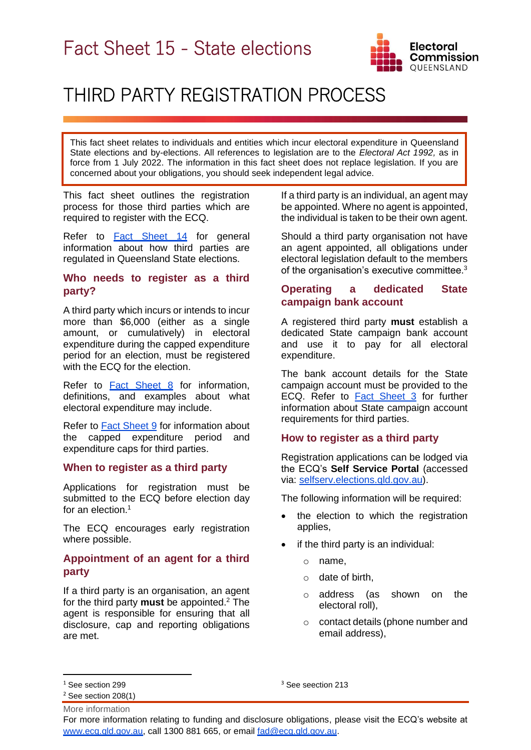# Fact Sheet 15 - State elections

# THIRD PARTY REGISTRATION PROCESS

This fact sheet relates to individuals and entities which incur electoral expenditure in Queensland State elections and by-elections. All references to legislation are to the *Electoral Act 1992,* as in force from 1 July 2022. The information in this fact sheet does not replace legislation. If you are concerned about your obligations, you should seek independent legal advice.

This fact sheet outlines the registration process for those third parties which are required to register with the ECQ.

Refer to Fact Sheet 14 for general information about how third parties are regulated in Queensland State elections.

## Who needs to register as a third party?

A third party which incurs or intends to incur more than $6,000 (either as a single amount, or cumulatively) in electoral expenditure during the capped expenditure period for an election, must be registered with the ECQ for the election.

Refer to Fact Sheet 8 for information, definitions, and examples about what electoral expenditure may include.

Refer to Fact Sheet 9 for information about the capped expenditure period and expenditure caps for third parties.

## When to register as a third party

Applications for registration must be submitted to the ECQ before election day for an election.[1]

The ECQ encourages early registration where possible.

## Appointment of an agent for a third party

If a third party is an organisation, an agent for the third party **must** be appointed.[2] The agent is responsible for ensuring that all disclosure, cap and reporting obligations are met.

If a third party is an individual, an agent may be appointed. Where no agent is appointed, the individual is taken to be their own agent.

Should a third party organisation not have an agent appointed, all obligations under electoral legislation default to the members of the organisation's executive committee.[3]

## Operating a dedicated State campaign bank account

A registered third party **must** establish a dedicated State campaign bank account and use it to pay for all electoral expenditure.

The bank account details for the State campaign account must be provided to the ECQ. Refer to Fact Sheet 3 for further information about State campaign account requirements for third parties.

## How to register as a third party

Registration applications can be lodged via the ECQ's **Self Service Portal** (accessed via: selfserv.elections.qld.gov.au).

The following information will be required:

- the election to which the registration applies,
- if the third party is an individual:
  - name,
  - date of birth,
  - address (as shown on the electoral roll),
  - contact details (phone number and email address),

---

[1] See section 299

[2] See section 208(1)

[3] See seection 213

More information

For more information relating to funding and disclosure obligations, please visit the ECQ's website at www.ecq.qld.gov.au, call 1300 881 665, or email fad@ecq.qld.gov.au.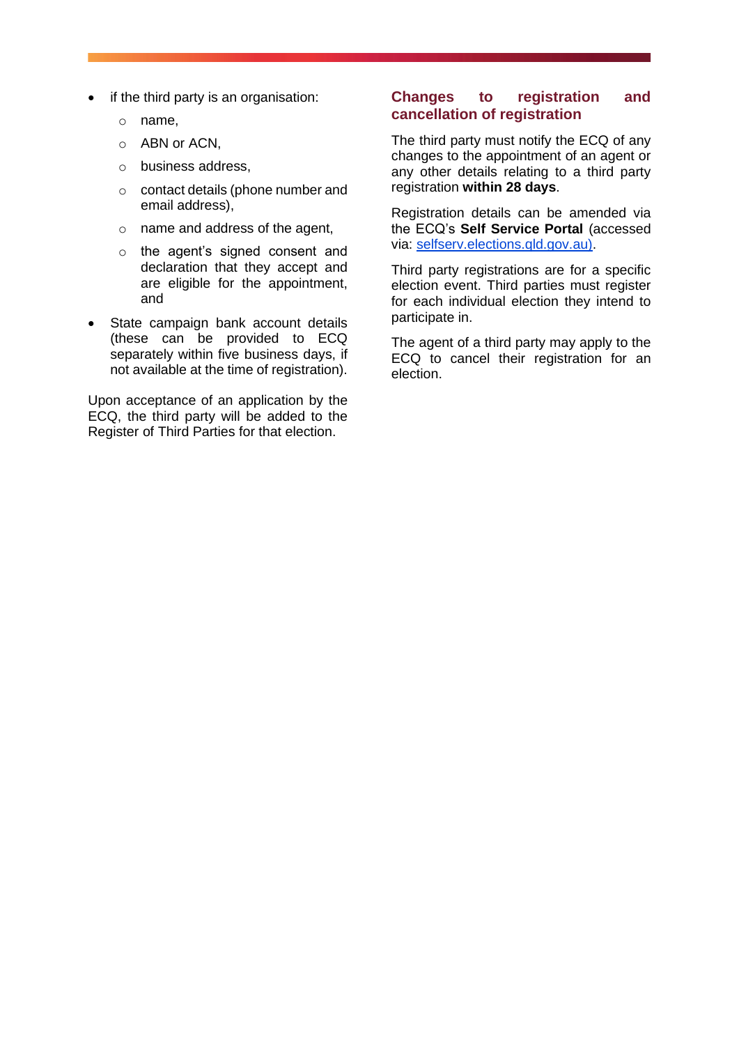- if the third party is an organisation:
  - name,
  - ABN or ACN,
  - business address,
  - contact details (phone number and email address),
  - name and address of the agent,
  - the agent's signed consent and declaration that they accept and are eligible for the appointment, and
- State campaign bank account details (these can be provided to ECQ separately within five business days, if not available at the time of registration).

Upon acceptance of an application by the ECQ, the third party will be added to the Register of Third Parties for that election.

## Changes to registration and cancellation of registration

The third party must notify the ECQ of any changes to the appointment of an agent or any other details relating to a third party registration **within 28 days**.

Registration details can be amended via the ECQ's **Self Service Portal** (accessed via: selfserv.elections.qld.gov.au).

Third party registrations are for a specific election event. Third parties must register for each individual election they intend to participate in.

The agent of a third party may apply to the ECQ to cancel their registration for an election.